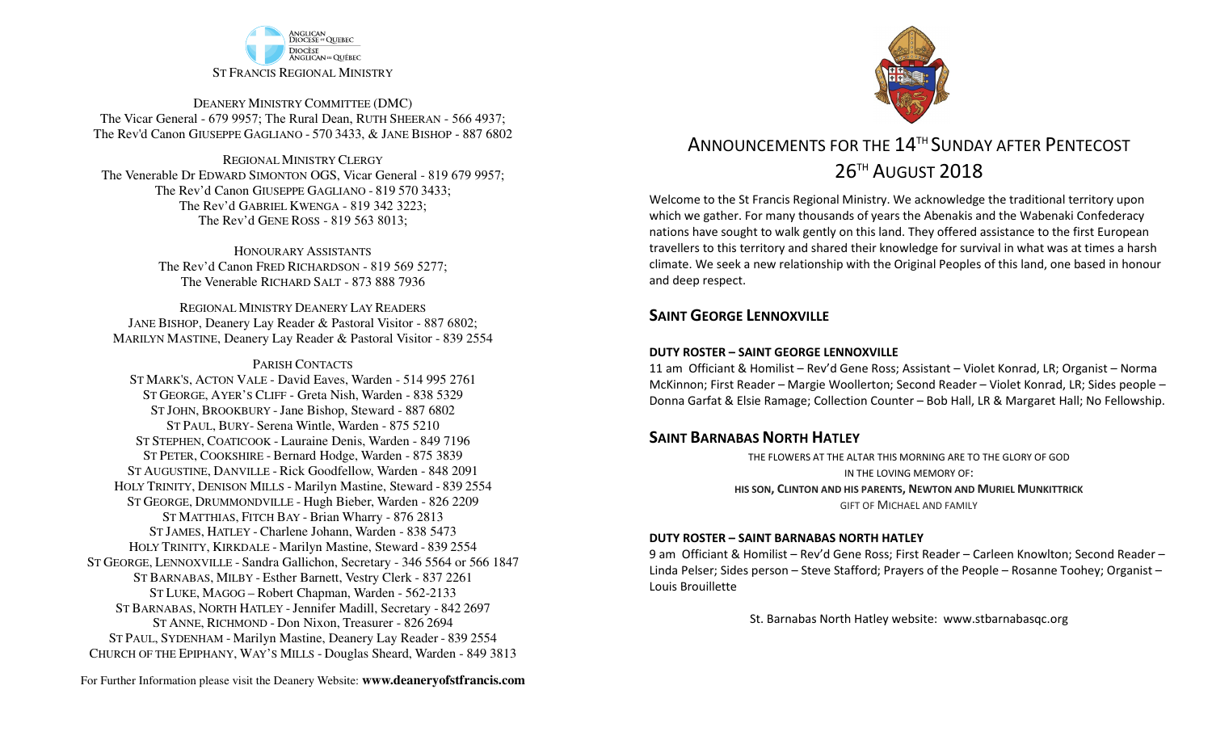ANGLICAN DIOCESE OF QUEBEC
DIOCÈSE ANGLICAN DU QUÉBEC

ST FRANCIS REGIONAL MINISTRY

DEANERY MINISTRY COMMITTEE (DMC)
The Vicar General - 679 9957; The Rural Dean, RUTH SHEERAN - 566 4937;
The Rev'd Canon GIUSEPPE GAGLIANO - 570 3433, & JANE BISHOP - 887 6802

REGIONAL MINISTRY CLERGY
The Venerable Dr EDWARD SIMONTON OGS, Vicar General - 819 679 9957;
The Rev'd Canon GIUSEPPE GAGLIANO - 819 570 3433;
The Rev'd GABRIEL KWENGA - 819 342 3223;
The Rev'd GENE ROSS - 819 563 8013;

HONOURARY ASSISTANTS
The Rev'd Canon FRED RICHARDSON - 819 569 5277;
The Venerable RICHARD SALT - 873 888 7936

REGIONAL MINISTRY DEANERY LAY READERS
JANE BISHOP, Deanery Lay Reader & Pastoral Visitor - 887 6802;
MARILYN MASTINE, Deanery Lay Reader & Pastoral Visitor - 839 2554

PARISH CONTACTS
ST MARK'S, ACTON VALE - David Eaves, Warden - 514 995 2761
ST GEORGE, AYER'S CLIFF - Greta Nish, Warden - 838 5329
ST JOHN, BROOKBURY - Jane Bishop, Steward - 887 6802
ST PAUL, BURY- Serena Wintle, Warden - 875 5210
ST STEPHEN, COATICOOK - Lauraine Denis, Warden - 849 7196
ST PETER, COOKSHIRE - Bernard Hodge, Warden - 875 3839
ST AUGUSTINE, DANVILLE - Rick Goodfellow, Warden - 848 2091
HOLY TRINITY, DENISON MILLS - Marilyn Mastine, Steward - 839 2554
ST GEORGE, DRUMMONDVILLE - Hugh Bieber, Warden - 826 2209
ST MATTHIAS, FITCH BAY - Brian Wharry - 876 2813
ST JAMES, HATLEY - Charlene Johann, Warden - 838 5473
HOLY TRINITY, KIRKDALE - Marilyn Mastine, Steward - 839 2554
ST GEORGE, LENNOXVILLE - Sandra Gallichon, Secretary - 346 5564 or 566 1847
ST BARNABAS, MILBY - Esther Barnett, Vestry Clerk - 837 2261
ST LUKE, MAGOG – Robert Chapman, Warden - 562-2133
ST BARNABAS, NORTH HATLEY - Jennifer Madill, Secretary - 842 2697
ST ANNE, RICHMOND - Don Nixon, Treasurer - 826 2694
ST PAUL, SYDENHAM - Marilyn Mastine, Deanery Lay Reader - 839 2554
CHURCH OF THE EPIPHANY, WAY'S MILLS - Douglas Sheard, Warden - 849 3813

For Further Information please visit the Deanery Website: **www.deaneryofstfrancis.com**

# ANNOUNCEMENTS FOR THE 14TH SUNDAY AFTER PENTECOST 26TH AUGUST 2018

Welcome to the St Francis Regional Ministry. We acknowledge the traditional territory upon which we gather. For many thousands of years the Abenakis and the Wabenaki Confederacy nations have sought to walk gently on this land. They offered assistance to the first European travellers to this territory and shared their knowledge for survival in what was at times a harsh climate. We seek a new relationship with the Original Peoples of this land, one based in honour and deep respect.

## SAINT GEORGE LENNOXVILLE

**DUTY ROSTER – SAINT GEORGE LENNOXVILLE**

11 am Officiant & Homilist – Rev'd Gene Ross; Assistant – Violet Konrad, LR; Organist – Norma McKinnon; First Reader – Margie Woollerton; Second Reader – Violet Konrad, LR; Sides people – Donna Garfat & Elsie Ramage; Collection Counter – Bob Hall, LR & Margaret Hall; No Fellowship.

## SAINT BARNABAS NORTH HATLEY

THE FLOWERS AT THE ALTAR THIS MORNING ARE TO THE GLORY OF GOD
IN THE LOVING MEMORY OF:
**HIS SON, CLINTON AND HIS PARENTS, NEWTON AND MURIEL MUNKITTRICK**
GIFT OF MICHAEL AND FAMILY

**DUTY ROSTER – SAINT BARNABAS NORTH HATLEY**

9 am Officiant & Homilist – Rev'd Gene Ross; First Reader – Carleen Knowlton; Second Reader – Linda Pelser; Sides person – Steve Stafford; Prayers of the People – Rosanne Toohey; Organist – Louis Brouillette

St. Barnabas North Hatley website: www.stbarnabasqc.org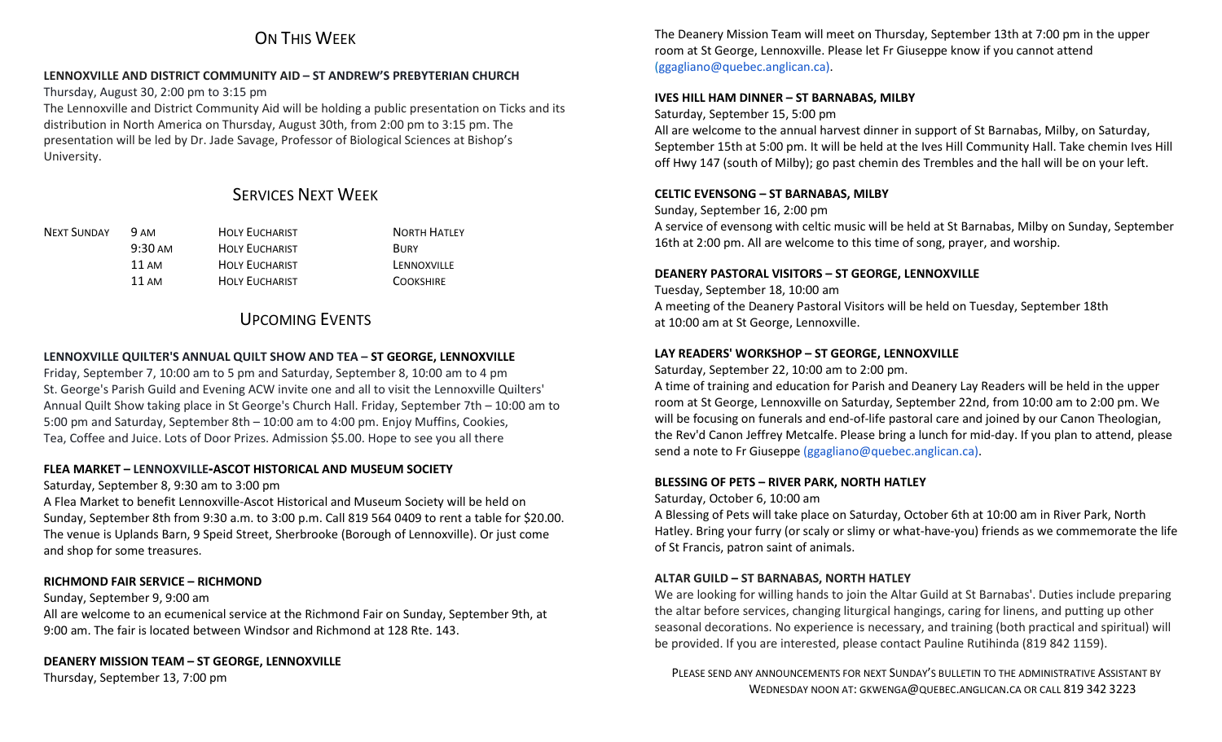## On This Week

**LENNOXVILLE AND DISTRICT COMMUNITY AID – ST ANDREW'S PREBYTERIAN CHURCH**

Thursday, August 30, 2:00 pm to 3:15 pm

The Lennoxville and District Community Aid will be holding a public presentation on Ticks and its distribution in North America on Thursday, August 30th, from 2:00 pm to 3:15 pm. The presentation will be led by Dr. Jade Savage, Professor of Biological Sciences at Bishop's University.

## Services Next Week

| | | | |
|---|---|---|---|
| Next Sunday | 9 am | Holy Eucharist | North Hatley |
| | 9:30 am | Holy Eucharist | Bury |
| | 11 am | Holy Eucharist | Lennoxville |
| | 11 am | Holy Eucharist | Cookshire |

## Upcoming Events

**LENNOXVILLE QUILTER'S ANNUAL QUILT SHOW AND TEA – ST GEORGE, LENNOXVILLE**

Friday, September 7, 10:00 am to 5 pm and Saturday, September 8, 10:00 am to 4 pm

St. George's Parish Guild and Evening ACW invite one and all to visit the Lennoxville Quilters' Annual Quilt Show taking place in St George's Church Hall. Friday, September 7th – 10:00 am to 5:00 pm and Saturday, September 8th – 10:00 am to 4:00 pm. Enjoy Muffins, Cookies, Tea, Coffee and Juice. Lots of Door Prizes. Admission $5.00. Hope to see you all there

**FLEA MARKET – LENNOXVILLE-ASCOT HISTORICAL AND MUSEUM SOCIETY**

Saturday, September 8, 9:30 am to 3:00 pm

A Flea Market to benefit Lennoxville-Ascot Historical and Museum Society will be held on Sunday, September 8th from 9:30 a.m. to 3:00 p.m. Call 819 564 0409 to rent a table for $20.00. The venue is Uplands Barn, 9 Speid Street, Sherbrooke (Borough of Lennoxville). Or just come and shop for some treasures.

**RICHMOND FAIR SERVICE – RICHMOND**

Sunday, September 9, 9:00 am

All are welcome to an ecumenical service at the Richmond Fair on Sunday, September 9th, at 9:00 am. The fair is located between Windsor and Richmond at 128 Rte. 143.

**DEANERY MISSION TEAM – ST GEORGE, LENNOXVILLE**

Thursday, September 13, 7:00 pm

The Deanery Mission Team will meet on Thursday, September 13th at 7:00 pm in the upper room at St George, Lennoxville. Please let Fr Giuseppe know if you cannot attend (ggagliano@quebec.anglican.ca).

**IVES HILL HAM DINNER – ST BARNABAS, MILBY**

Saturday, September 15, 5:00 pm

All are welcome to the annual harvest dinner in support of St Barnabas, Milby, on Saturday, September 15th at 5:00 pm. It will be held at the Ives Hill Community Hall. Take chemin Ives Hill off Hwy 147 (south of Milby); go past chemin des Trembles and the hall will be on your left.

**CELTIC EVENSONG – ST BARNABAS, MILBY**

Sunday, September 16, 2:00 pm

A service of evensong with celtic music will be held at St Barnabas, Milby on Sunday, September 16th at 2:00 pm. All are welcome to this time of song, prayer, and worship.

**DEANERY PASTORAL VISITORS – ST GEORGE, LENNOXVILLE**

Tuesday, September 18, 10:00 am

A meeting of the Deanery Pastoral Visitors will be held on Tuesday, September 18th at 10:00 am at St George, Lennoxville.

**LAY READERS' WORKSHOP – ST GEORGE, LENNOXVILLE**

Saturday, September 22, 10:00 am to 2:00 pm.

A time of training and education for Parish and Deanery Lay Readers will be held in the upper room at St George, Lennoxville on Saturday, September 22nd, from 10:00 am to 2:00 pm. We will be focusing on funerals and end-of-life pastoral care and joined by our Canon Theologian, the Rev'd Canon Jeffrey Metcalfe. Please bring a lunch for mid-day. If you plan to attend, please send a note to Fr Giuseppe (ggagliano@quebec.anglican.ca).

**BLESSING OF PETS – RIVER PARK, NORTH HATLEY**

Saturday, October 6, 10:00 am

A Blessing of Pets will take place on Saturday, October 6th at 10:00 am in River Park, North Hatley. Bring your furry (or scaly or slimy or what-have-you) friends as we commemorate the life of St Francis, patron saint of animals.

**ALTAR GUILD – ST BARNABAS, NORTH HATLEY**

We are looking for willing hands to join the Altar Guild at St Barnabas'. Duties include preparing the altar before services, changing liturgical hangings, caring for linens, and putting up other seasonal decorations. No experience is necessary, and training (both practical and spiritual) will be provided. If you are interested, please contact Pauline Rutihinda (819 842 1159).

Please send any announcements for next Sunday's bulletin to the administrative Assistant by Wednesday noon at: gkwenga@quebec.anglican.ca or call 819 342 3223